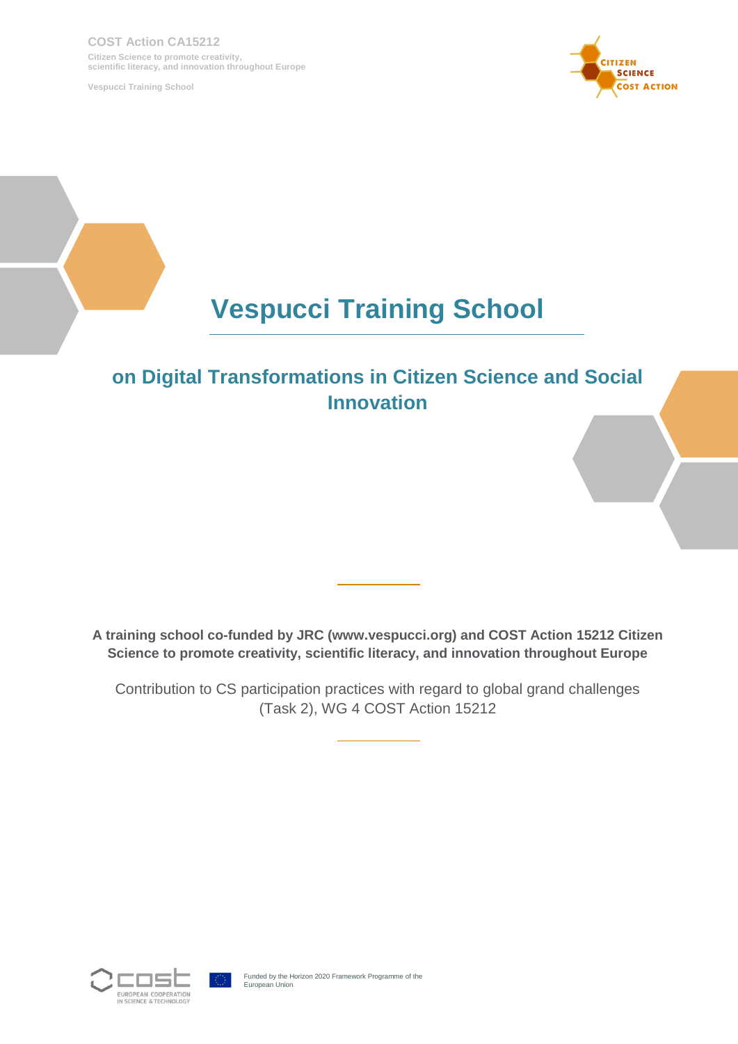COST Action CA15212

Citizen Science to promote creativity, scientific literacy, and innovation throughout Europe

Vespucci Training School

# Vespucci Training School

## on Digital Transformations in Citizen Science and Social Innovation

**A training school co-funded by JRC (www.vespucci.org) and COST Action 15212 Citizen Science to promote creativity, scientific literacy, and innovation throughout Europe**

Contribution to CS participation practices with regard to global grand challenges (Task 2), WG 4 COST Action 15212

Funded by the Horizon 2020 Framework Programme of the European Union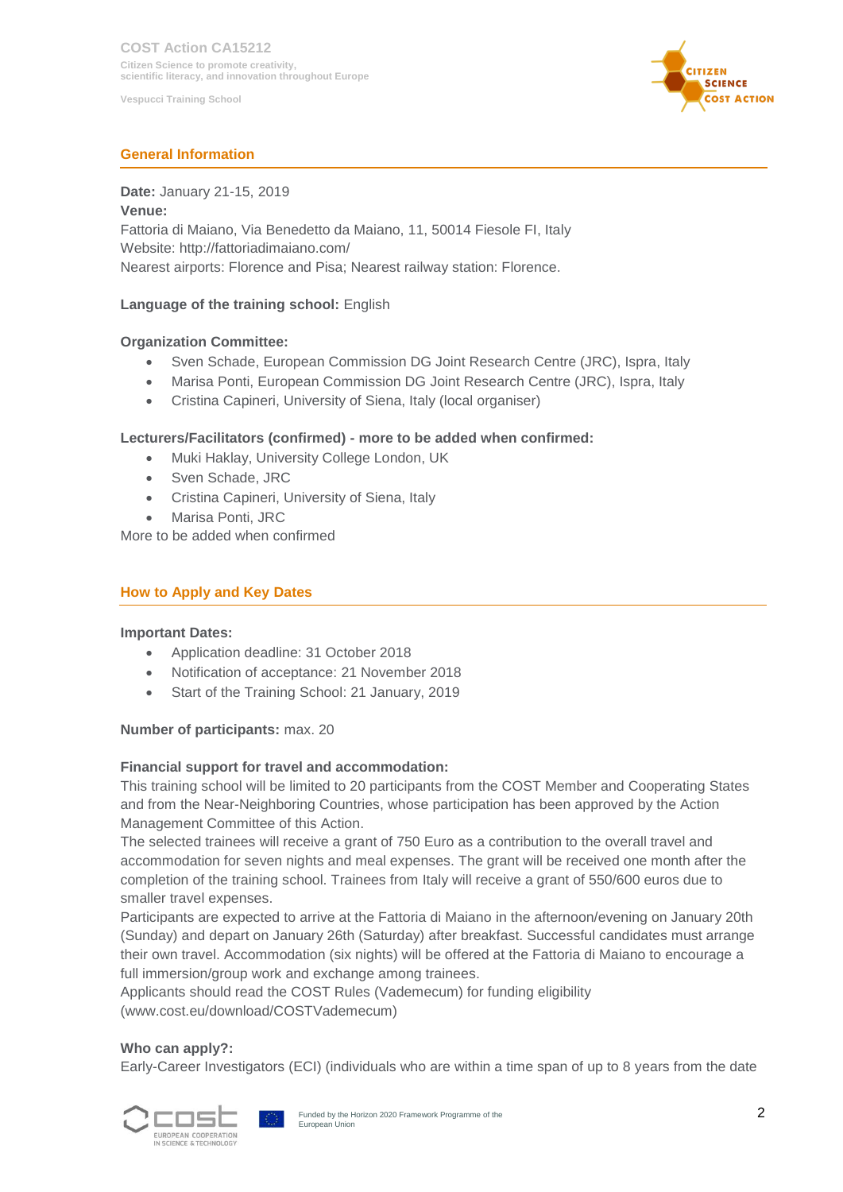## General Information

**Date:** January 21-15, 2019
**Venue:**
Fattoria di Maiano, Via Benedetto da Maiano, 11, 50014 Fiesole FI, Italy
Website: http://fattoriadimaiano.com/
Nearest airports: Florence and Pisa; Nearest railway station: Florence.

**Language of the training school:** English

**Organization Committee:**

- Sven Schade, European Commission DG Joint Research Centre (JRC), Ispra, Italy
- Marisa Ponti, European Commission DG Joint Research Centre (JRC), Ispra, Italy
- Cristina Capineri, University of Siena, Italy (local organiser)

**Lecturers/Facilitators (confirmed) - more to be added when confirmed:**

- Muki Haklay, University College London, UK
- Sven Schade, JRC
- Cristina Capineri, University of Siena, Italy
- Marisa Ponti, JRC

More to be added when confirmed

## How to Apply and Key Dates

**Important Dates:**

- Application deadline: 31 October 2018
- Notification of acceptance: 21 November 2018
- Start of the Training School: 21 January, 2019

**Number of participants:** max. 20

**Financial support for travel and accommodation:**
This training school will be limited to 20 participants from the COST Member and Cooperating States and from the Near-Neighboring Countries, whose participation has been approved by the Action Management Committee of this Action.
The selected trainees will receive a grant of 750 Euro as a contribution to the overall travel and accommodation for seven nights and meal expenses. The grant will be received one month after the completion of the training school. Trainees from Italy will receive a grant of 550/600 euros due to smaller travel expenses.
Participants are expected to arrive at the Fattoria di Maiano in the afternoon/evening on January 20th (Sunday) and depart on January 26th (Saturday) after breakfast. Successful candidates must arrange their own travel. Accommodation (six nights) will be offered at the Fattoria di Maiano to encourage a full immersion/group work and exchange among trainees.
Applicants should read the COST Rules (Vademecum) for funding eligibility (www.cost.eu/download/COSTVademecum)

**Who can apply?:**
Early-Career Investigators (ECI) (individuals who are within a time span of up to 8 years from the date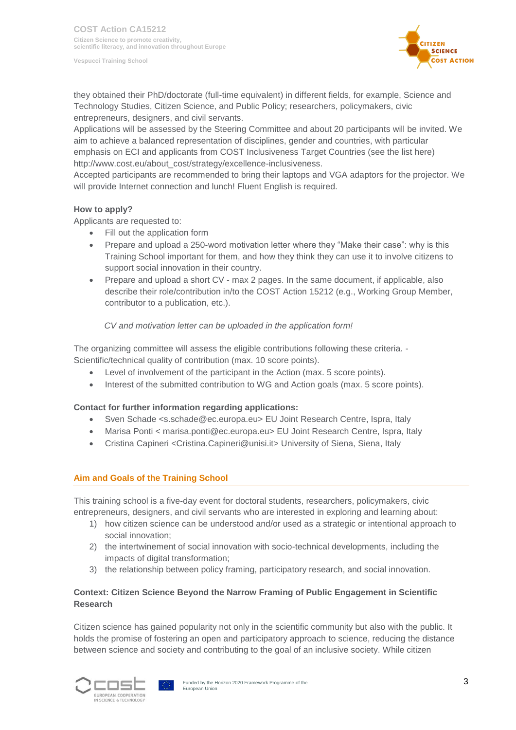they obtained their PhD/doctorate (full-time equivalent) in different fields, for example, Science and Technology Studies, Citizen Science, and Public Policy; researchers, policymakers, civic entrepreneurs, designers, and civil servants.
Applications will be assessed by the Steering Committee and about 20 participants will be invited. We aim to achieve a balanced representation of disciplines, gender and countries, with particular emphasis on ECI and applicants from COST Inclusiveness Target Countries (see the list here) http://www.cost.eu/about_cost/strategy/excellence-inclusiveness.
Accepted participants are recommended to bring their laptops and VGA adaptors for the projector. We will provide Internet connection and lunch! Fluent English is required.

**How to apply?**

Applicants are requested to:

- Fill out the application form
- Prepare and upload a 250-word motivation letter where they "Make their case": why is this Training School important for them, and how they think they can use it to involve citizens to support social innovation in their country.
- Prepare and upload a short CV - max 2 pages. In the same document, if applicable, also describe their role/contribution in/to the COST Action 15212 (e.g., Working Group Member, contributor to a publication, etc.).

*CV and motivation letter can be uploaded in the application form!*

The organizing committee will assess the eligible contributions following these criteria. - Scientific/technical quality of contribution (max. 10 score points).

- Level of involvement of the participant in the Action (max. 5 score points).
- Interest of the submitted contribution to WG and Action goals (max. 5 score points).

**Contact for further information regarding applications:**

- Sven Schade <s.schade@ec.europa.eu> EU Joint Research Centre, Ispra, Italy
- Marisa Ponti < marisa.ponti@ec.europa.eu> EU Joint Research Centre, Ispra, Italy
- Cristina Capineri <Cristina.Capineri@unisi.it> University of Siena, Siena, Italy

## Aim and Goals of the Training School

This training school is a five-day event for doctoral students, researchers, policymakers, civic entrepreneurs, designers, and civil servants who are interested in exploring and learning about:

1) how citizen science can be understood and/or used as a strategic or intentional approach to social innovation;
2) the intertwinement of social innovation with socio-technical developments, including the impacts of digital transformation;
3) the relationship between policy framing, participatory research, and social innovation.

### Context: Citizen Science Beyond the Narrow Framing of Public Engagement in Scientific Research

Citizen science has gained popularity not only in the scientific community but also with the public. It holds the promise of fostering an open and participatory approach to science, reducing the distance between science and society and contributing to the goal of an inclusive society. While citizen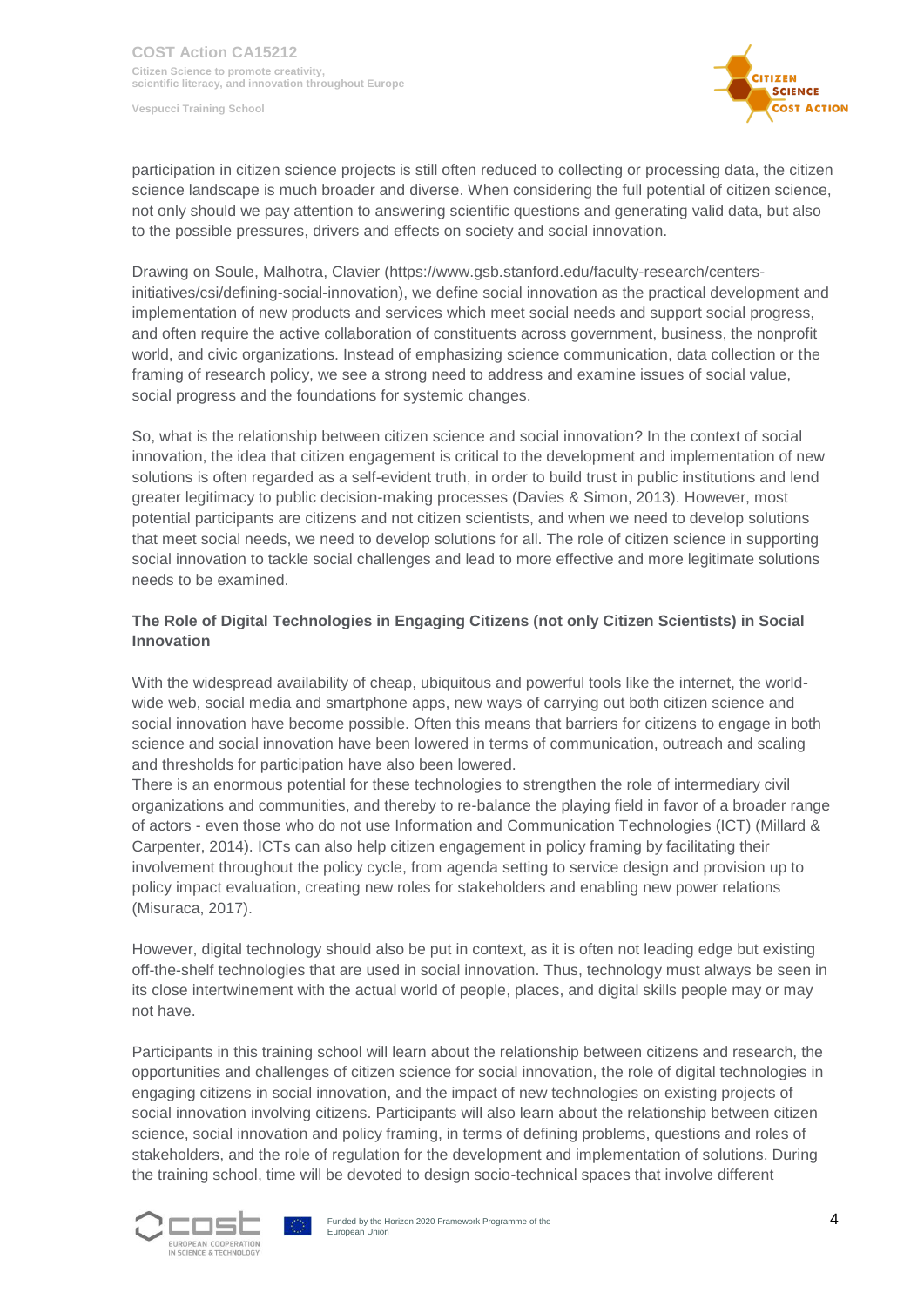participation in citizen science projects is still often reduced to collecting or processing data, the citizen science landscape is much broader and diverse. When considering the full potential of citizen science, not only should we pay attention to answering scientific questions and generating valid data, but also to the possible pressures, drivers and effects on society and social innovation.

Drawing on Soule, Malhotra, Clavier (https://www.gsb.stanford.edu/faculty-research/centers-initiatives/csi/defining-social-innovation), we define social innovation as the practical development and implementation of new products and services which meet social needs and support social progress, and often require the active collaboration of constituents across government, business, the nonprofit world, and civic organizations. Instead of emphasizing science communication, data collection or the framing of research policy, we see a strong need to address and examine issues of social value, social progress and the foundations for systemic changes.

So, what is the relationship between citizen science and social innovation? In the context of social innovation, the idea that citizen engagement is critical to the development and implementation of new solutions is often regarded as a self-evident truth, in order to build trust in public institutions and lend greater legitimacy to public decision-making processes (Davies & Simon, 2013). However, most potential participants are citizens and not citizen scientists, and when we need to develop solutions that meet social needs, we need to develop solutions for all. The role of citizen science in supporting social innovation to tackle social challenges and lead to more effective and more legitimate solutions needs to be examined.

**The Role of Digital Technologies in Engaging Citizens (not only Citizen Scientists) in Social Innovation**

With the widespread availability of cheap, ubiquitous and powerful tools like the internet, the world-wide web, social media and smartphone apps, new ways of carrying out both citizen science and social innovation have become possible. Often this means that barriers for citizens to engage in both science and social innovation have been lowered in terms of communication, outreach and scaling and thresholds for participation have also been lowered.
There is an enormous potential for these technologies to strengthen the role of intermediary civil organizations and communities, and thereby to re-balance the playing field in favor of a broader range of actors - even those who do not use Information and Communication Technologies (ICT) (Millard & Carpenter, 2014). ICTs can also help citizen engagement in policy framing by facilitating their involvement throughout the policy cycle, from agenda setting to service design and provision up to policy impact evaluation, creating new roles for stakeholders and enabling new power relations (Misuraca, 2017).

However, digital technology should also be put in context, as it is often not leading edge but existing off-the-shelf technologies that are used in social innovation. Thus, technology must always be seen in its close intertwinement with the actual world of people, places, and digital skills people may or may not have.

Participants in this training school will learn about the relationship between citizens and research, the opportunities and challenges of citizen science for social innovation, the role of digital technologies in engaging citizens in social innovation, and the impact of new technologies on existing projects of social innovation involving citizens. Participants will also learn about the relationship between citizen science, social innovation and policy framing, in terms of defining problems, questions and roles of stakeholders, and the role of regulation for the development and implementation of solutions. During the training school, time will be devoted to design socio-technical spaces that involve different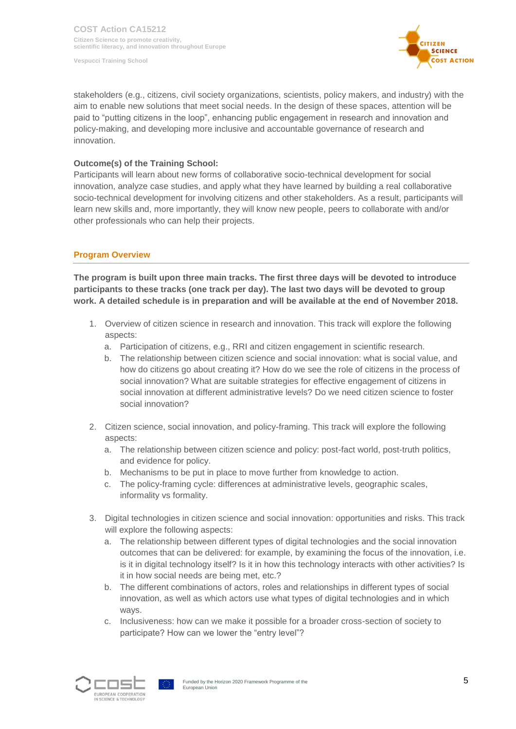stakeholders (e.g., citizens, civil society organizations, scientists, policy makers, and industry) with the aim to enable new solutions that meet social needs. In the design of these spaces, attention will be paid to "putting citizens in the loop", enhancing public engagement in research and innovation and policy-making, and developing more inclusive and accountable governance of research and innovation.

**Outcome(s) of the Training School:**
Participants will learn about new forms of collaborative socio-technical development for social innovation, analyze case studies, and apply what they have learned by building a real collaborative socio-technical development for involving citizens and other stakeholders. As a result, participants will learn new skills and, more importantly, they will know new people, peers to collaborate with and/or other professionals who can help their projects.

## Program Overview

**The program is built upon three main tracks. The first three days will be devoted to introduce participants to these tracks (one track per day). The last two days will be devoted to group work. A detailed schedule is in preparation and will be available at the end of November 2018.**

1. Overview of citizen science in research and innovation. This track will explore the following aspects:
   a. Participation of citizens, e.g., RRI and citizen engagement in scientific research.
   b. The relationship between citizen science and social innovation: what is social value, and how do citizens go about creating it? How do we see the role of citizens in the process of social innovation? What are suitable strategies for effective engagement of citizens in social innovation at different administrative levels? Do we need citizen science to foster social innovation?

2. Citizen science, social innovation, and policy-framing. This track will explore the following aspects:
   a. The relationship between citizen science and policy: post-fact world, post-truth politics, and evidence for policy.
   b. Mechanisms to be put in place to move further from knowledge to action.
   c. The policy-framing cycle: differences at administrative levels, geographic scales, informality vs formality.

3. Digital technologies in citizen science and social innovation: opportunities and risks. This track will explore the following aspects:
   a. The relationship between different types of digital technologies and the social innovation outcomes that can be delivered: for example, by examining the focus of the innovation, i.e. is it in digital technology itself? Is it in how this technology interacts with other activities? Is it in how social needs are being met, etc.?
   b. The different combinations of actors, roles and relationships in different types of social innovation, as well as which actors use what types of digital technologies and in which ways.
   c. Inclusiveness: how can we make it possible for a broader cross-section of society to participate? How can we lower the "entry level"?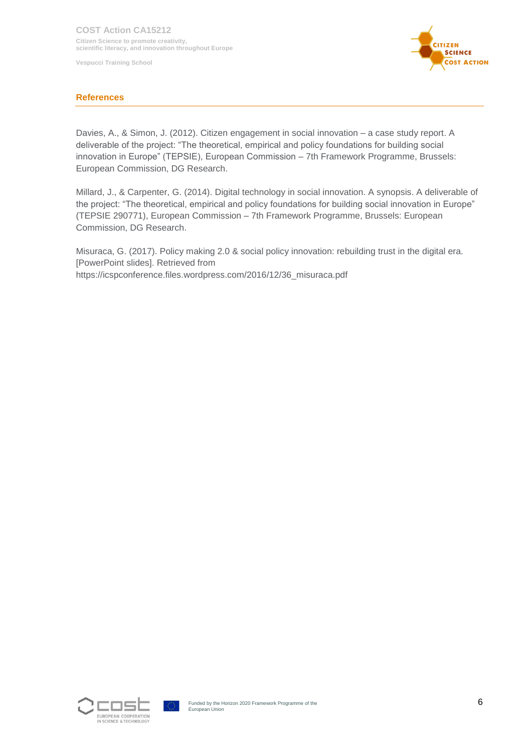## References

Davies, A., & Simon, J. (2012). Citizen engagement in social innovation – a case study report. A deliverable of the project: "The theoretical, empirical and policy foundations for building social innovation in Europe" (TEPSIE), European Commission – 7th Framework Programme, Brussels: European Commission, DG Research.

Millard, J., & Carpenter, G. (2014). Digital technology in social innovation. A synopsis. A deliverable of the project: "The theoretical, empirical and policy foundations for building social innovation in Europe" (TEPSIE 290771), European Commission – 7th Framework Programme, Brussels: European Commission, DG Research.

Misuraca, G. (2017). Policy making 2.0 & social policy innovation: rebuilding trust in the digital era. [PowerPoint slides]. Retrieved from https://icspconference.files.wordpress.com/2016/12/36_misuraca.pdf